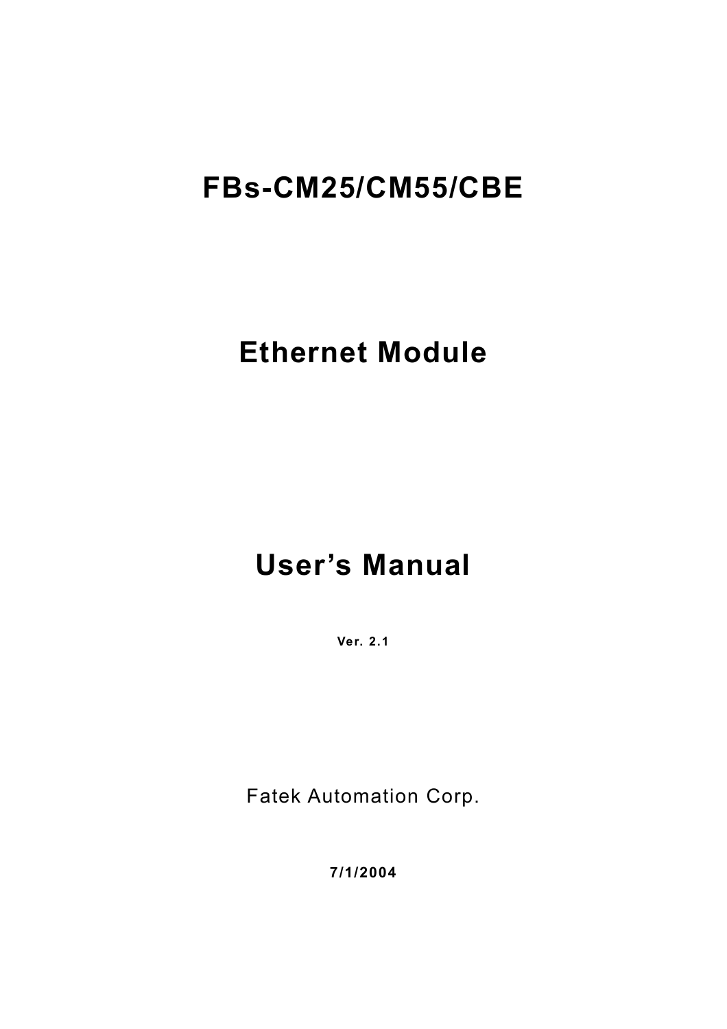# FBs-CM25/CM55/CBE

# Ethernet Module

# User's Manual

**Ver. 2.1**

Fatek Automation Corp.

**7/1/2004**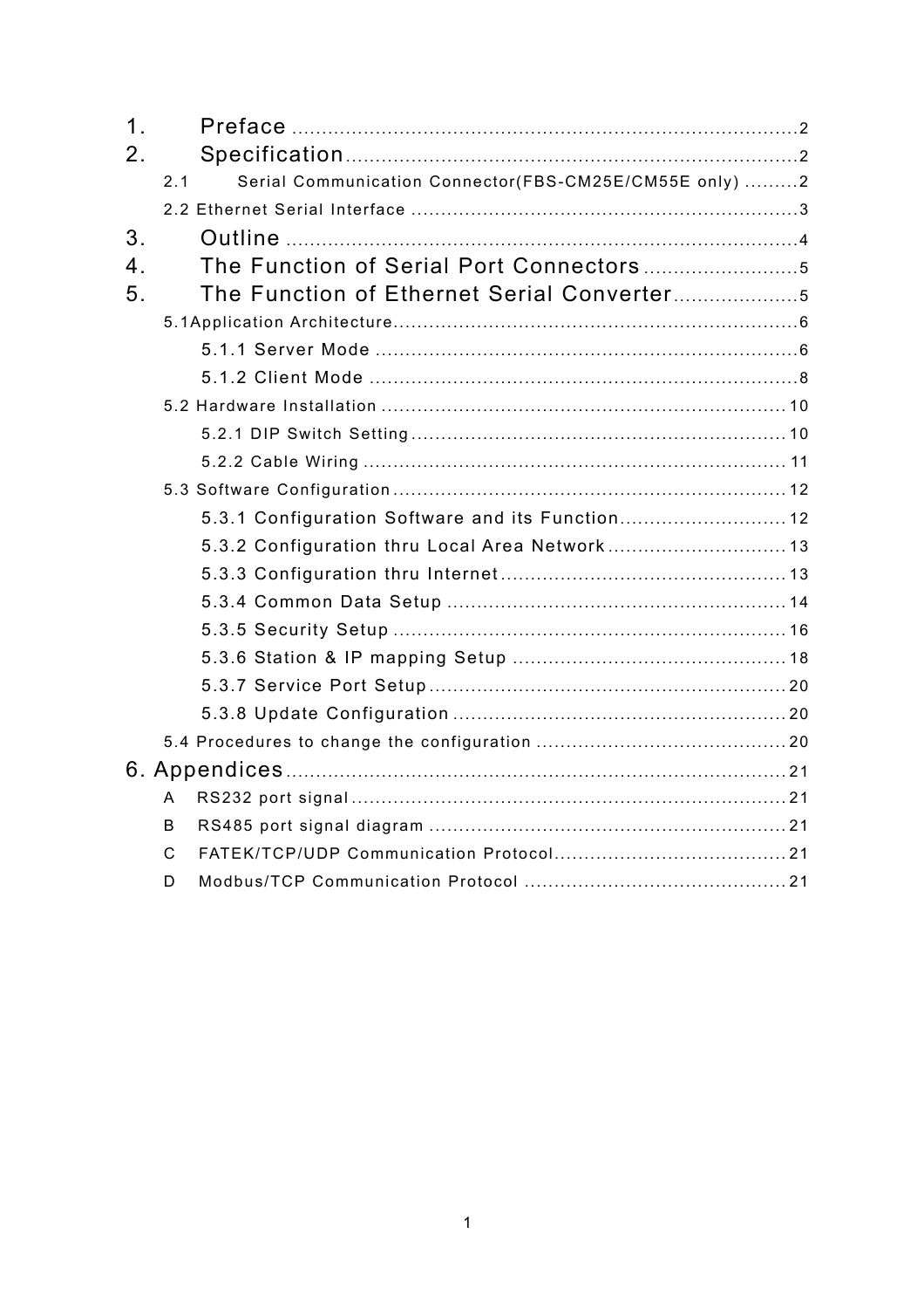1. Preface ..................................................................................... 2

2. Specification ............................................................................ 2

   2.1 Serial Communication Connector(FBS-CM25E/CM55E only) ......... 2

   2.2 Ethernet Serial Interface ................................................................ 3

3. Outline ...................................................................................... 4

4. The Function of Serial Port Connectors .......................... 5

5. The Function of Ethernet Serial Converter .................... 5

   5.1Application Architecture .................................................................... 6

      5.1.1 Server Mode ....................................................................... 6

      5.1.2 Client Mode ........................................................................ 8

   5.2 Hardware Installation .................................................................... 10

      5.2.1 DIP Switch Setting ............................................................... 10

      5.2.2 Cable Wiring ....................................................................... 11

   5.3 Software Configuration .................................................................. 12

      5.3.1 Configuration Software and its Function ............................ 12

      5.3.2 Configuration thru Local Area Network .............................. 13

      5.3.3 Configuration thru Internet ................................................ 13

      5.3.4 Common Data Setup ......................................................... 14

      5.3.5 Security Setup .................................................................. 16

      5.3.6 Station & IP mapping Setup .............................................. 18

      5.3.7 Service Port Setup ............................................................ 20

      5.3.8 Update Configuration ........................................................ 20

   5.4 Procedures to change the configuration .......................................... 20

6. Appendices ................................................................................... 21

   A RS232 port signal ......................................................................... 21

   B RS485 port signal diagram ............................................................ 21

   C FATEK/TCP/UDP Communication Protocol ....................................... 21

   D Modbus/TCP Communication Protocol ............................................ 21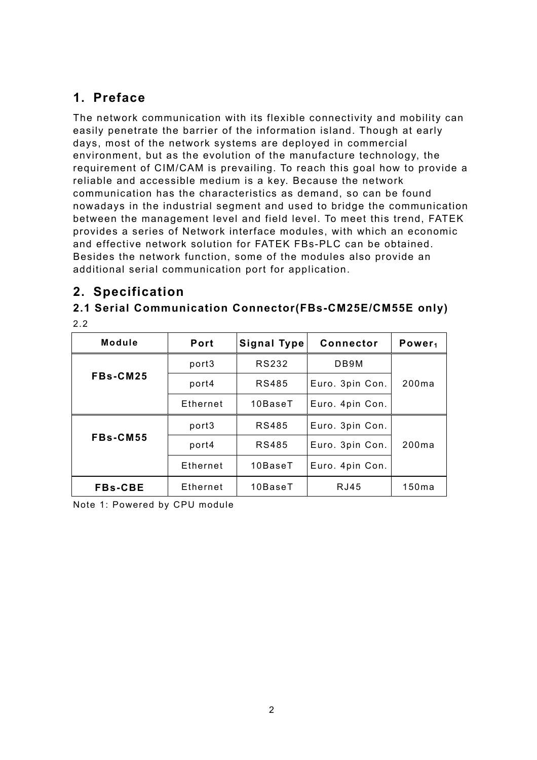# 1. Preface

The network communication with its flexible connectivity and mobility can easily penetrate the barrier of the information island. Though at early days, most of the network systems are deployed in commercial environment, but as the evolution of the manufacture technology, the requirement of CIM/CAM is prevailing. To reach this goal how to provide a reliable and accessible medium is a key. Because the network communication has the characteristics as demand, so can be found nowadays in the industrial segment and used to bridge the communication between the management level and field level. To meet this trend, FATEK provides a series of Network interface modules, with which an economic and effective network solution for FATEK FBs-PLC can be obtained. Besides the network function, some of the modules also provide an additional serial communication port for application.

# 2. Specification

## 2.1 Serial Communication Connector(FBs-CM25E/CM55E only)

2.2

| Module | Port | Signal Type | Connector | Power[1] |
|---|---|---|---|---|
| **FBs-CM25** | port3 | RS232 | DB9M | 200ma |
| | port4 | RS485 | Euro. 3pin Con. | |
| | Ethernet | 10BaseT | Euro. 4pin Con. | |
| **FBs-CM55** | port3 | RS485 | Euro. 3pin Con. | 200ma |
| | port4 | RS485 | Euro. 3pin Con. | |
| | Ethernet | 10BaseT | Euro. 4pin Con. | |
| **FBs-CBE** | Ethernet | 10BaseT | RJ45 | 150ma |

Note 1: Powered by CPU module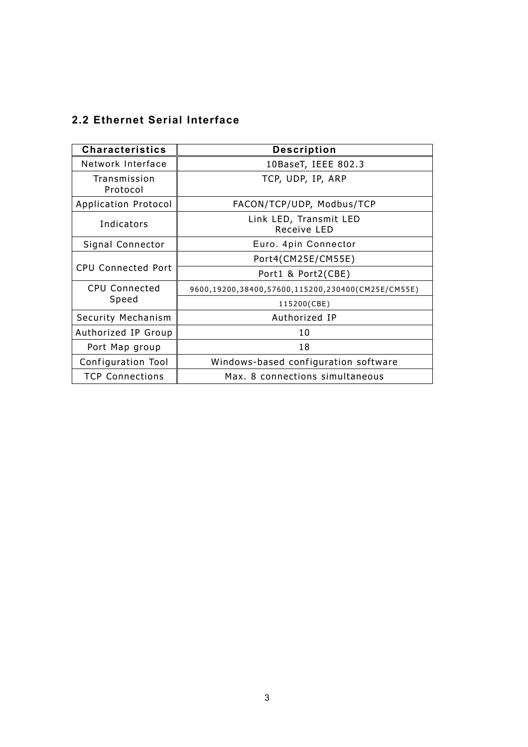## 2.2 Ethernet Serial Interface

| Characteristics | Description |
|---|---|
| Network Interface | 10BaseT, IEEE 802.3 |
| Transmission Protocol | TCP, UDP, IP, ARP |
| Application Protocol | FACON/TCP/UDP, Modbus/TCP |
| Indicators | Link LED, Transmit LED<br>Receive LED |
| Signal Connector | Euro. 4pin Connector |
| CPU Connected Port | Port4(CM25E/CM55E) |
| | Port1 & Port2(CBE) |
| CPU Connected Speed | 9600,19200,38400,57600,115200,230400(CM25E/CM55E) |
| | 115200(CBE) |
| Security Mechanism | Authorized IP |
| Authorized IP Group | 10 |
| Port Map group | 18 |
| Configuration Tool | Windows-based configuration software |
| TCP Connections | Max. 8 connections simultaneous |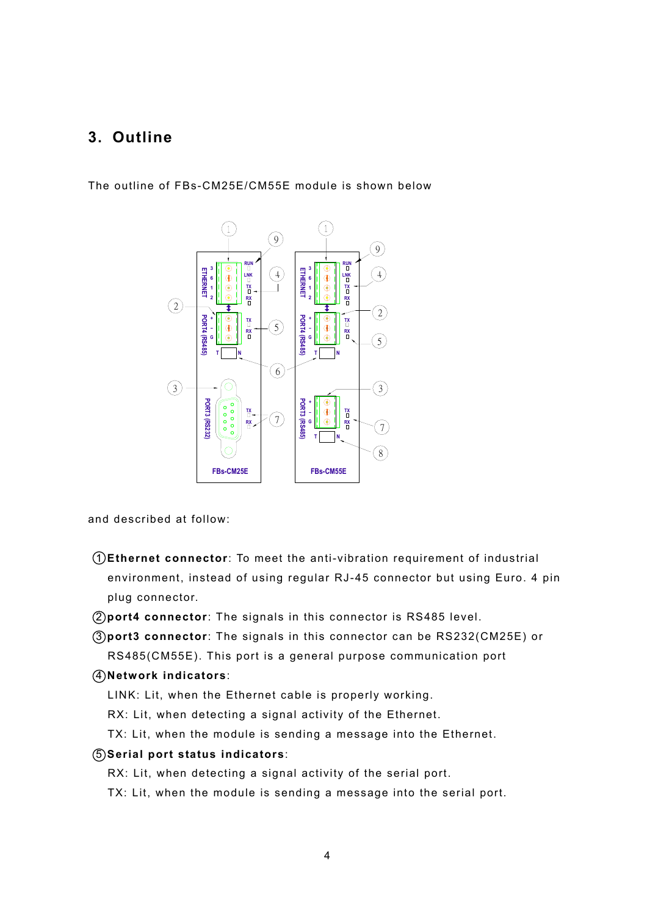# 3. Outline

The outline of FBs-CM25E/CM55E module is shown below

and described at follow:

①**Ethernet connector**: To meet the anti-vibration requirement of industrial environment, instead of using regular RJ-45 connector but using Euro. 4 pin plug connector.

②**port4 connector**: The signals in this connector is RS485 level.

③**port3 connector**: The signals in this connector can be RS232(CM25E) or RS485(CM55E). This port is a general purpose communication port

④**Network indicators**:

LINK: Lit, when the Ethernet cable is properly working.

RX: Lit, when detecting a signal activity of the Ethernet.

TX: Lit, when the module is sending a message into the Ethernet.

⑤**Serial port status indicators**:

RX: Lit, when detecting a signal activity of the serial port.

TX: Lit, when the module is sending a message into the serial port.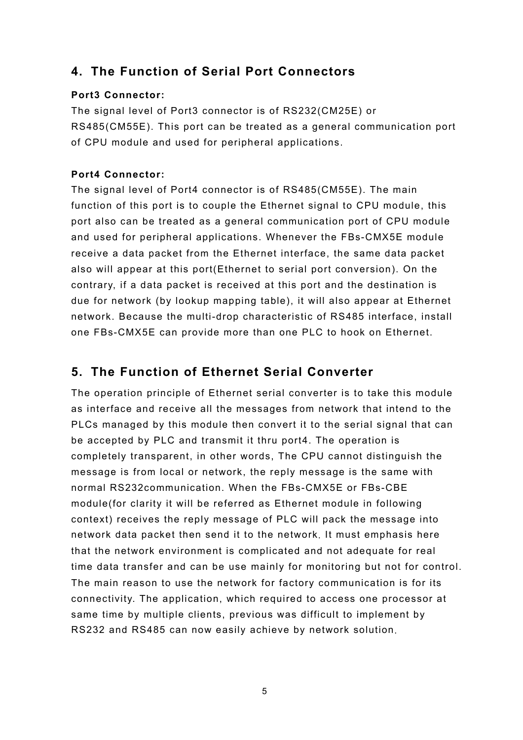## 4. The Function of Serial Port Connectors

**Port3 Connector:**

The signal level of Port3 connector is of RS232(CM25E) or RS485(CM55E). This port can be treated as a general communication port of CPU module and used for peripheral applications.

**Port4 Connector:**

The signal level of Port4 connector is of RS485(CM55E). The main function of this port is to couple the Ethernet signal to CPU module, this port also can be treated as a general communication port of CPU module and used for peripheral applications. Whenever the FBs-CMX5E module receive a data packet from the Ethernet interface, the same data packet also will appear at this port(Ethernet to serial port conversion). On the contrary, if a data packet is received at this port and the destination is due for network (by lookup mapping table), it will also appear at Ethernet network. Because the multi-drop characteristic of RS485 interface, install one FBs-CMX5E can provide more than one PLC to hook on Ethernet.

## 5. The Function of Ethernet Serial Converter

The operation principle of Ethernet serial converter is to take this module as interface and receive all the messages from network that intend to the PLCs managed by this module then convert it to the serial signal that can be accepted by PLC and transmit it thru port4. The operation is completely transparent, in other words, The CPU cannot distinguish the message is from local or network, the reply message is the same with normal RS232communication. When the FBs-CMX5E or FBs-CBE module(for clarity it will be referred as Ethernet module in following context) receives the reply message of PLC will pack the message into network data packet then send it to the network. It must emphasis here that the network environment is complicated and not adequate for real time data transfer and can be use mainly for monitoring but not for control. The main reason to use the network for factory communication is for its connectivity. The application, which required to access one processor at same time by multiple clients, previous was difficult to implement by RS232 and RS485 can now easily achieve by network solution.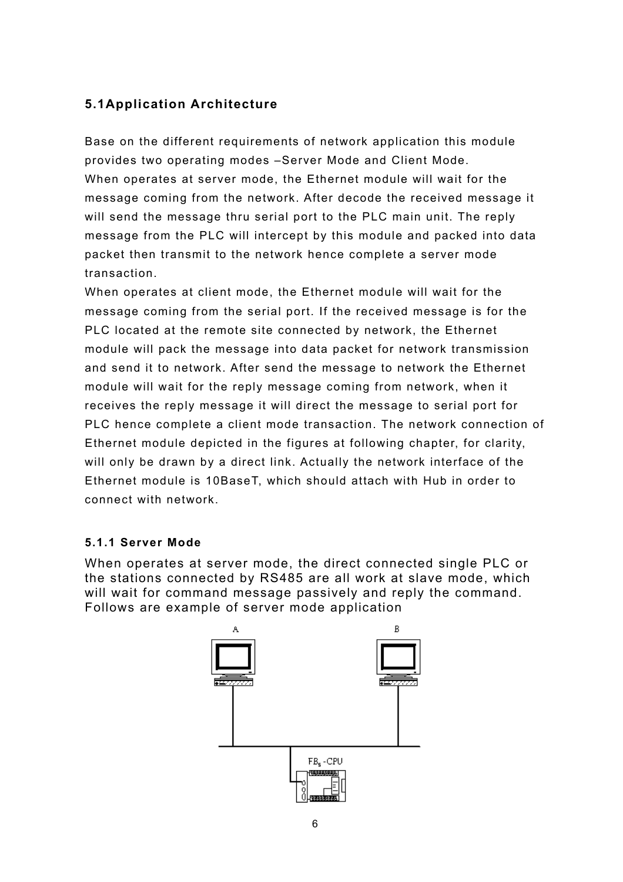## 5.1Application Architecture

Base on the different requirements of network application this module provides two operating modes –Server Mode and Client Mode.
When operates at server mode, the Ethernet module will wait for the message coming from the network. After decode the received message it will send the message thru serial port to the PLC main unit. The reply message from the PLC will intercept by this module and packed into data packet then transmit to the network hence complete a server mode transaction.
When operates at client mode, the Ethernet module will wait for the message coming from the serial port. If the received message is for the PLC located at the remote site connected by network, the Ethernet module will pack the message into data packet for network transmission and send it to network. After send the message to network the Ethernet module will wait for the reply message coming from network, when it receives the reply message it will direct the message to serial port for PLC hence complete a client mode transaction. The network connection of Ethernet module depicted in the figures at following chapter, for clarity, will only be drawn by a direct link. Actually the network interface of the Ethernet module is 10BaseT, which should attach with Hub in order to connect with network.

### 5.1.1 Server Mode

When operates at server mode, the direct connected single PLC or the stations connected by RS485 are all work at slave mode, which will wait for command message passively and reply the command. Follows are example of server mode application

A

B

$FB_s$-CPU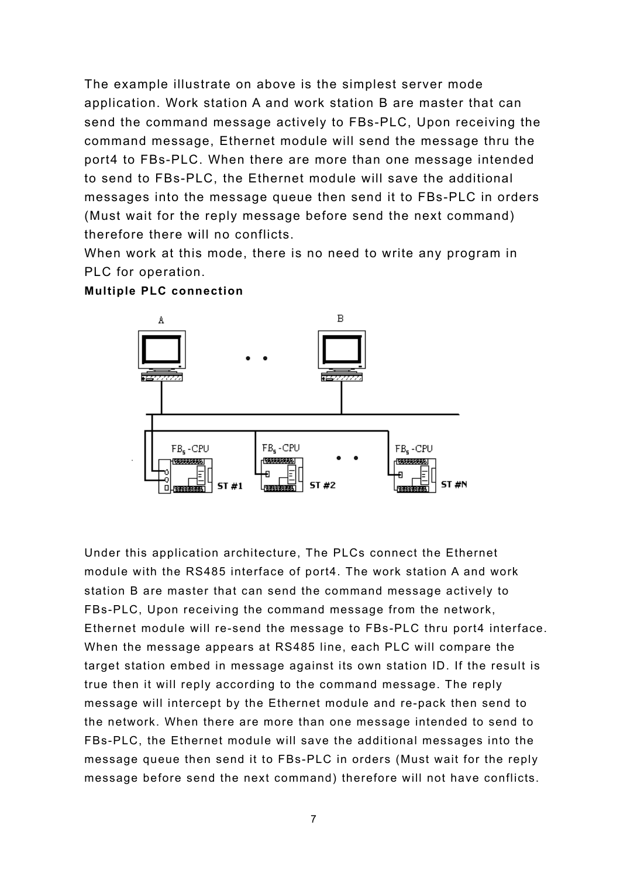The example illustrate on above is the simplest server mode application. Work station A and work station B are master that can send the command message actively to FBs-PLC, Upon receiving the command message, Ethernet module will send the message thru the port4 to FBs-PLC. When there are more than one message intended to send to FBs-PLC, the Ethernet module will save the additional messages into the message queue then send it to FBs-PLC in orders (Must wait for the reply message before send the next command) therefore there will no conflicts.

When work at this mode, there is no need to write any program in PLC for operation.

**Multiple PLC connection**

Under this application architecture, The PLCs connect the Ethernet module with the RS485 interface of port4. The work station A and work station B are master that can send the command message actively to FBs-PLC, Upon receiving the command message from the network, Ethernet module will re-send the message to FBs-PLC thru port4 interface. When the message appears at RS485 line, each PLC will compare the target station embed in message against its own station ID. If the result is true then it will reply according to the command message. The reply message will intercept by the Ethernet module and re-pack then send to the network. When there are more than one message intended to send to FBs-PLC, the Ethernet module will save the additional messages into the message queue then send it to FBs-PLC in orders (Must wait for the reply message before send the next command) therefore will not have conflicts.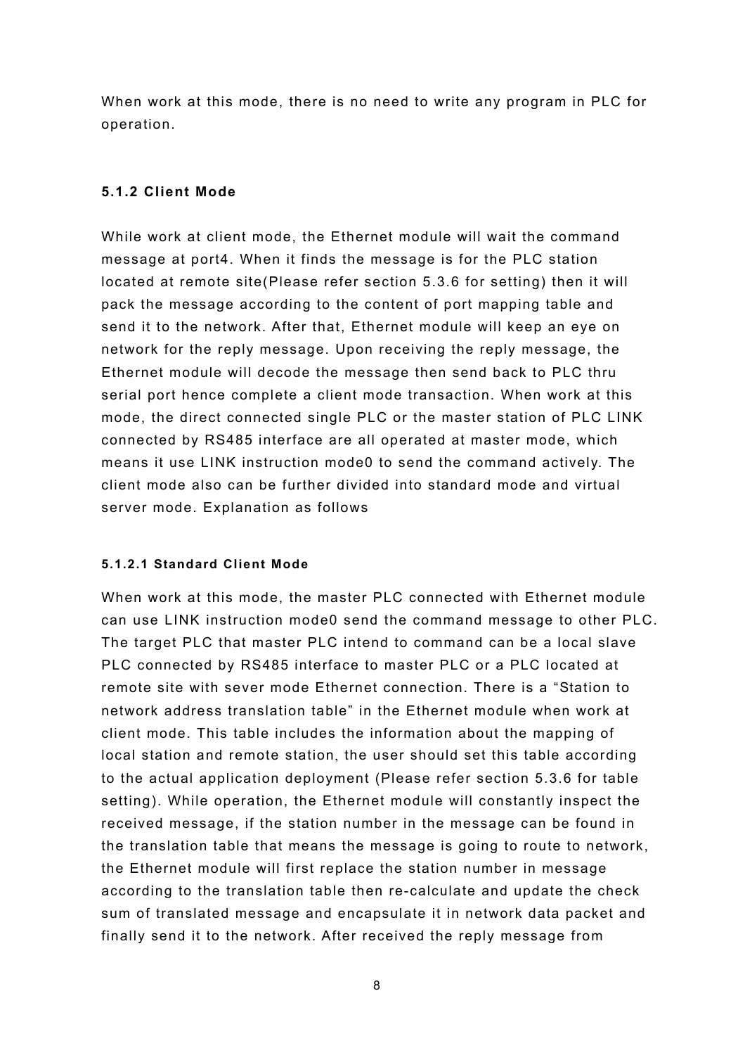When work at this mode, there is no need to write any program in PLC for operation.

### 5.1.2 Client Mode

While work at client mode, the Ethernet module will wait the command message at port4. When it finds the message is for the PLC station located at remote site(Please refer section 5.3.6 for setting) then it will pack the message according to the content of port mapping table and send it to the network. After that, Ethernet module will keep an eye on network for the reply message. Upon receiving the reply message, the Ethernet module will decode the message then send back to PLC thru serial port hence complete a client mode transaction. When work at this mode, the direct connected single PLC or the master station of PLC LINK connected by RS485 interface are all operated at master mode, which means it use LINK instruction mode0 to send the command actively. The client mode also can be further divided into standard mode and virtual server mode. Explanation as follows

#### 5.1.2.1 Standard Client Mode

When work at this mode, the master PLC connected with Ethernet module can use LINK instruction mode0 send the command message to other PLC. The target PLC that master PLC intend to command can be a local slave PLC connected by RS485 interface to master PLC or a PLC located at remote site with sever mode Ethernet connection. There is a "Station to network address translation table" in the Ethernet module when work at client mode. This table includes the information about the mapping of local station and remote station, the user should set this table according to the actual application deployment (Please refer section 5.3.6 for table setting). While operation, the Ethernet module will constantly inspect the received message, if the station number in the message can be found in the translation table that means the message is going to route to network, the Ethernet module will first replace the station number in message according to the translation table then re-calculate and update the check sum of translated message and encapsulate it in network data packet and finally send it to the network. After received the reply message from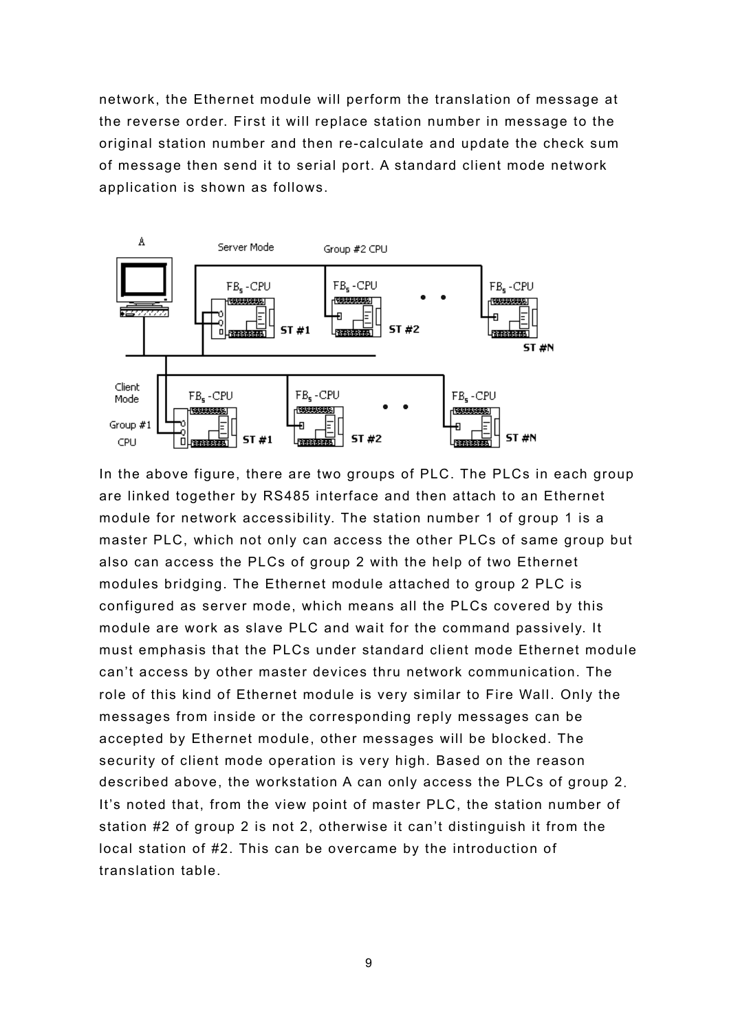network, the Ethernet module will perform the translation of message at the reverse order. First it will replace station number in message to the original station number and then re-calculate and update the check sum of message then send it to serial port. A standard client mode network application is shown as follows.

In the above figure, there are two groups of PLC. The PLCs in each group are linked together by RS485 interface and then attach to an Ethernet module for network accessibility. The station number 1 of group 1 is a master PLC, which not only can access the other PLCs of same group but also can access the PLCs of group 2 with the help of two Ethernet modules bridging. The Ethernet module attached to group 2 PLC is configured as server mode, which means all the PLCs covered by this module are work as slave PLC and wait for the command passively. It must emphasis that the PLCs under standard client mode Ethernet module can't access by other master devices thru network communication. The role of this kind of Ethernet module is very similar to Fire Wall. Only the messages from inside or the corresponding reply messages can be accepted by Ethernet module, other messages will be blocked. The security of client mode operation is very high. Based on the reason described above, the workstation A can only access the PLCs of group 2. It's noted that, from the view point of master PLC, the station number of station #2 of group 2 is not 2, otherwise it can't distinguish it from the local station of #2. This can be overcame by the introduction of translation table.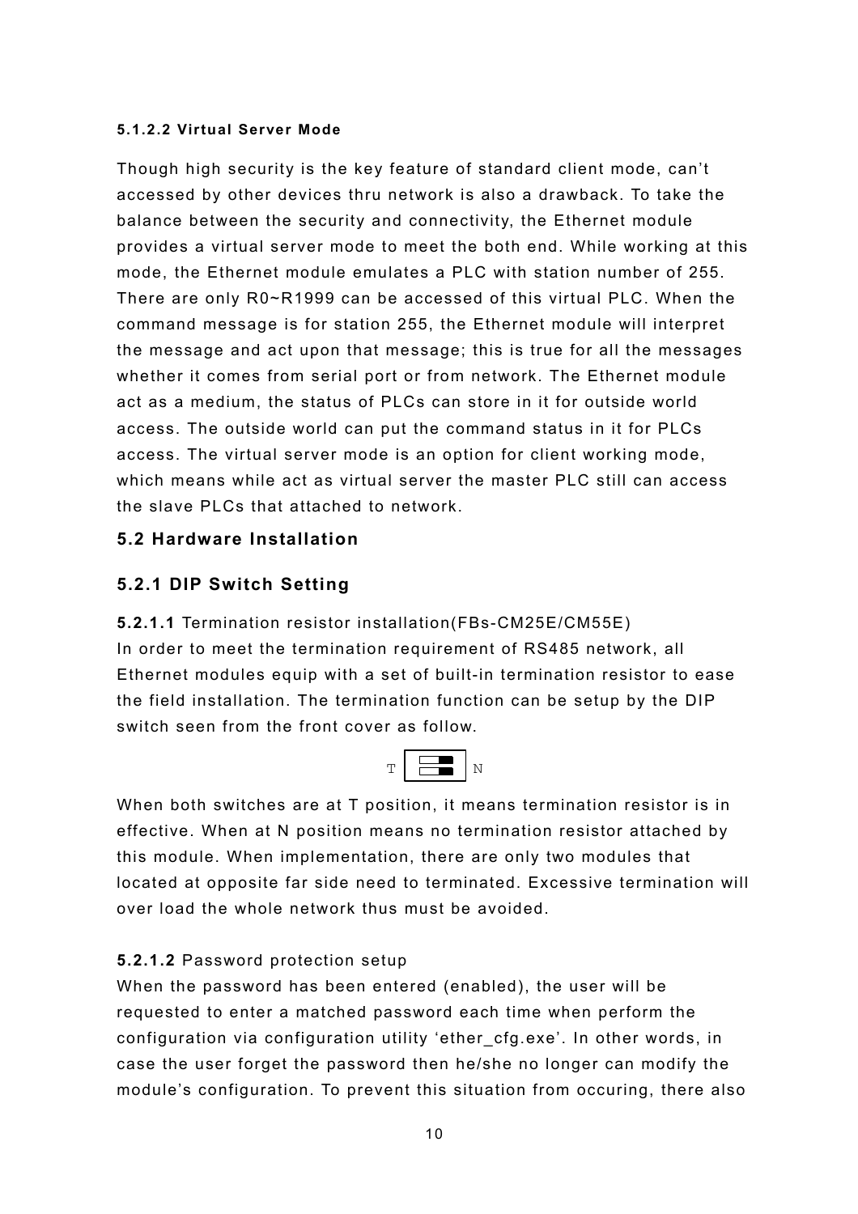#### 5.1.2.2 Virtual Server Mode

Though high security is the key feature of standard client mode, can't accessed by other devices thru network is also a drawback. To take the balance between the security and connectivity, the Ethernet module provides a virtual server mode to meet the both end. While working at this mode, the Ethernet module emulates a PLC with station number of 255. There are only R0~R1999 can be accessed of this virtual PLC. When the command message is for station 255, the Ethernet module will interpret the message and act upon that message; this is true for all the messages whether it comes from serial port or from network. The Ethernet module act as a medium, the status of PLCs can store in it for outside world access. The outside world can put the command status in it for PLCs access. The virtual server mode is an option for client working mode, which means while act as virtual server the master PLC still can access the slave PLCs that attached to network.

## 5.2 Hardware Installation

### 5.2.1 DIP Switch Setting

**5.2.1.1** Termination resistor installation(FBs-CM25E/CM55E)
In order to meet the termination requirement of RS485 network, all Ethernet modules equip with a set of built-in termination resistor to ease the field installation. The termination function can be setup by the DIP switch seen from the front cover as follow.

T N

When both switches are at T position, it means termination resistor is in effective. When at N position means no termination resistor attached by this module. When implementation, there are only two modules that located at opposite far side need to terminated. Excessive termination will over load the whole network thus must be avoided.

**5.2.1.2** Password protection setup
When the password has been entered (enabled), the user will be requested to enter a matched password each time when perform the configuration via configuration utility 'ether_cfg.exe'. In other words, in case the user forget the password then he/she no longer can modify the module's configuration. To prevent this situation from occuring, there also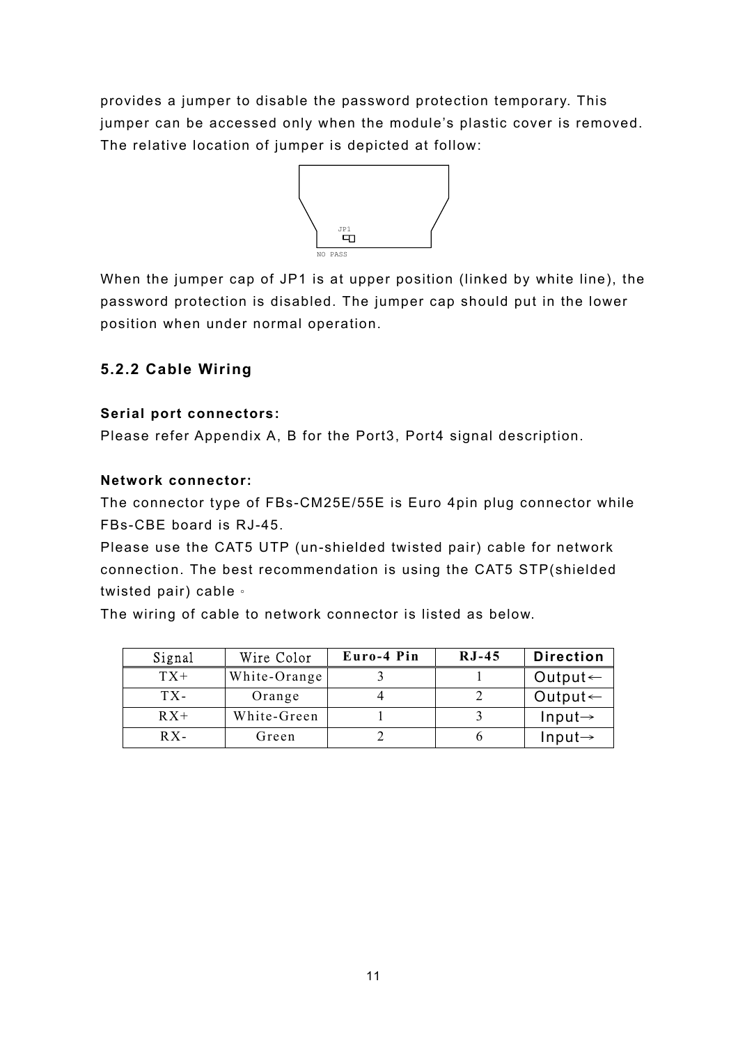provides a jumper to disable the password protection temporary. This jumper can be accessed only when the module's plastic cover is removed. The relative location of jumper is depicted at follow:

JP1

NO PASS

When the jumper cap of JP1 is at upper position (linked by white line), the password protection is disabled. The jumper cap should put in the lower position when under normal operation.

### 5.2.2 Cable Wiring

**Serial port connectors:**

Please refer Appendix A, B for the Port3, Port4 signal description.

**Network connector:**

The connector type of FBs-CM25E/55E is Euro 4pin plug connector while FBs-CBE board is RJ-45.

Please use the CAT5 UTP (un-shielded twisted pair) cable for network connection. The best recommendation is using the CAT5 STP(shielded twisted pair) cable ◦

The wiring of cable to network connector is listed as below.

| Signal | Wire Color | Euro-4 Pin | RJ-45 | Direction |
|---|---|---|---|---|
| TX+ | White-Orange | 3 | 1 | Output← |
| TX- | Orange | 4 | 2 | Output← |
| RX+ | White-Green | 1 | 3 | Input→ |
| RX- | Green | 2 | 6 | Input→ |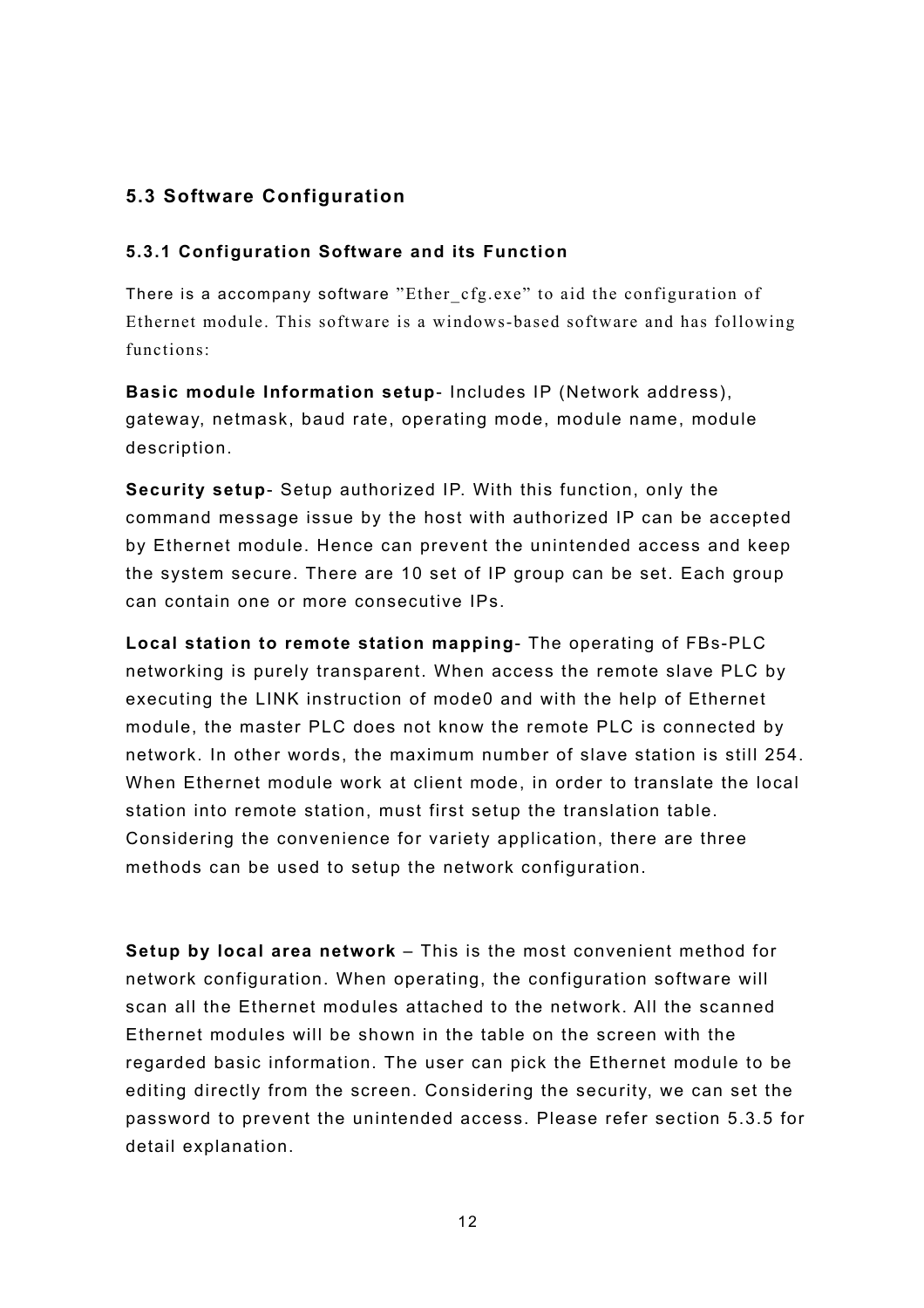## 5.3 Software Configuration

### 5.3.1 Configuration Software and its Function

There is a accompany software "Ether_cfg.exe" to aid the configuration of Ethernet module. This software is a windows-based software and has following functions:

**Basic module Information setup**- Includes IP (Network address), gateway, netmask, baud rate, operating mode, module name, module description.

**Security setup**- Setup authorized IP. With this function, only the command message issue by the host with authorized IP can be accepted by Ethernet module. Hence can prevent the unintended access and keep the system secure. There are 10 set of IP group can be set. Each group can contain one or more consecutive IPs.

**Local station to remote station mapping**- The operating of FBs-PLC networking is purely transparent. When access the remote slave PLC by executing the LINK instruction of mode0 and with the help of Ethernet module, the master PLC does not know the remote PLC is connected by network. In other words, the maximum number of slave station is still 254. When Ethernet module work at client mode, in order to translate the local station into remote station, must first setup the translation table. Considering the convenience for variety application, there are three methods can be used to setup the network configuration.

**Setup by local area network** – This is the most convenient method for network configuration. When operating, the configuration software will scan all the Ethernet modules attached to the network. All the scanned Ethernet modules will be shown in the table on the screen with the regarded basic information. The user can pick the Ethernet module to be editing directly from the screen. Considering the security, we can set the password to prevent the unintended access. Please refer section 5.3.5 for detail explanation.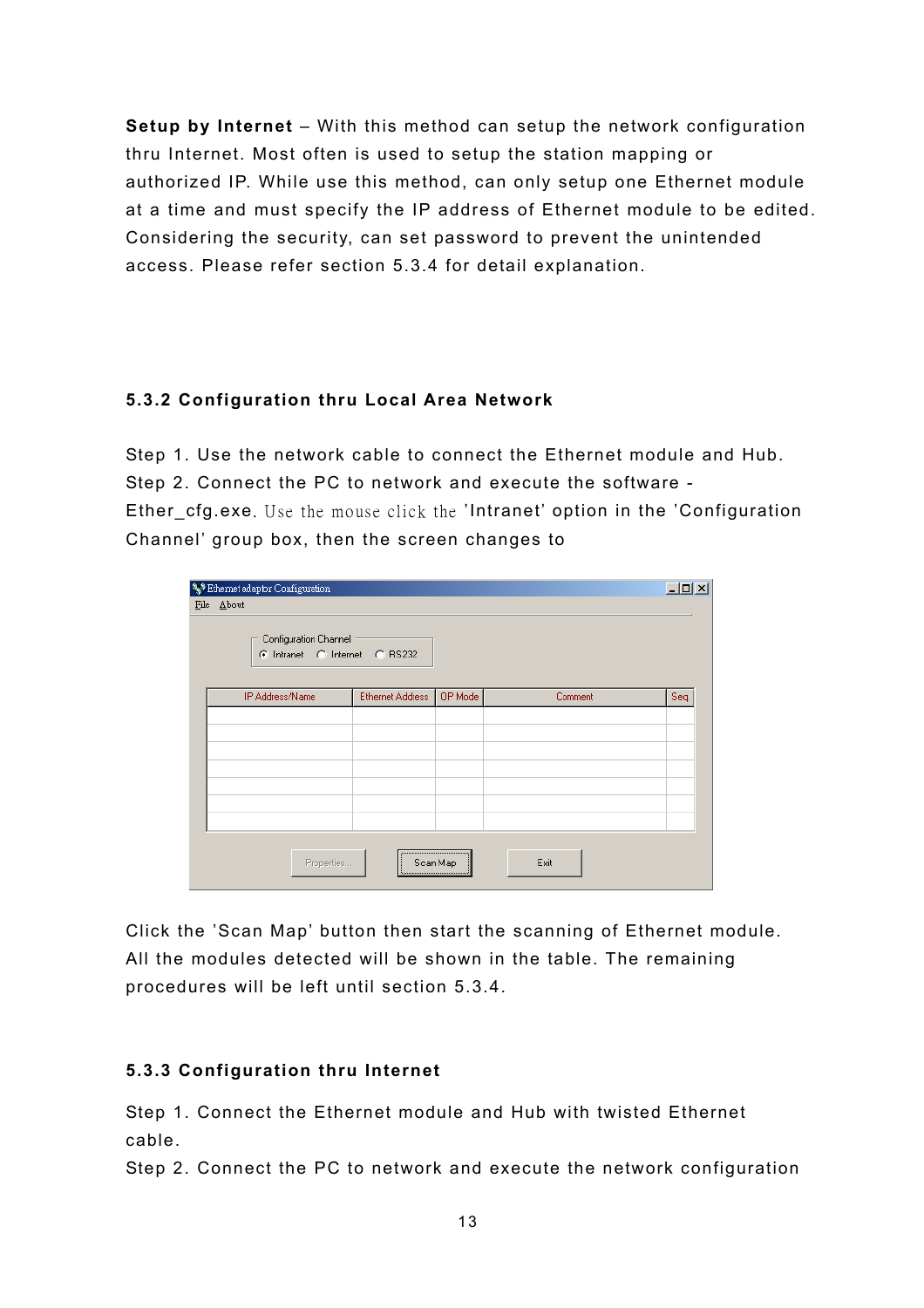**Setup by Internet** – With this method can setup the network configuration thru Internet. Most often is used to setup the station mapping or authorized IP. While use this method, can only setup one Ethernet module at a time and must specify the IP address of Ethernet module to be edited. Considering the security, can set password to prevent the unintended access. Please refer section 5.3.4 for detail explanation.

### 5.3.2 Configuration thru Local Area Network

Step 1. Use the network cable to connect the Ethernet module and Hub.
Step 2. Connect the PC to network and execute the software - Ether_cfg.exe. Use the mouse click the 'Intranet' option in the 'Configuration Channel' group box, then the screen changes to

Click the 'Scan Map' button then start the scanning of Ethernet module. All the modules detected will be shown in the table. The remaining procedures will be left until section 5.3.4.

### 5.3.3 Configuration thru Internet

Step 1. Connect the Ethernet module and Hub with twisted Ethernet cable.
Step 2. Connect the PC to network and execute the network configuration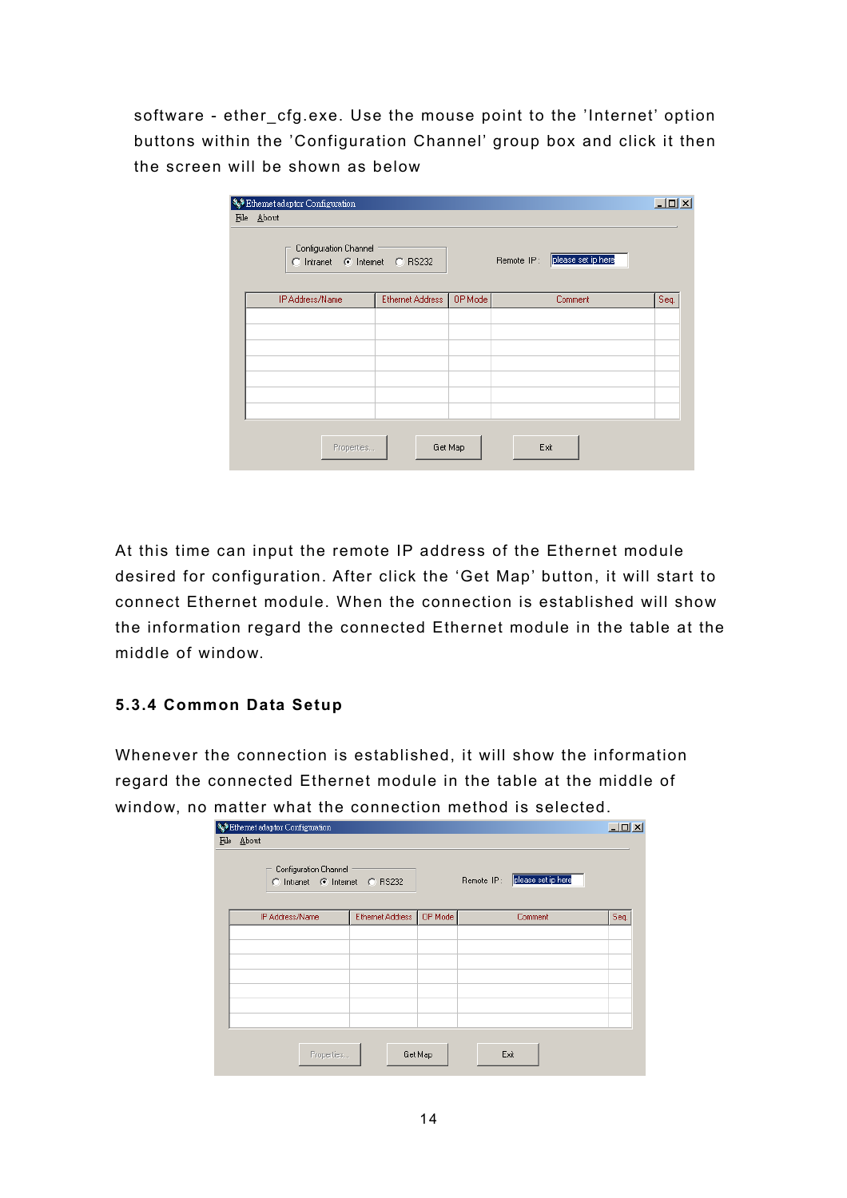software - ether_cfg.exe. Use the mouse point to the 'Internet' option buttons within the 'Configuration Channel' group box and click it then the screen will be shown as below

At this time can input the remote IP address of the Ethernet module desired for configuration. After click the 'Get Map' button, it will start to connect Ethernet module. When the connection is established will show the information regard the connected Ethernet module in the table at the middle of window.

### 5.3.4 Common Data Setup

Whenever the connection is established, it will show the information regard the connected Ethernet module in the table at the middle of window, no matter what the connection method is selected.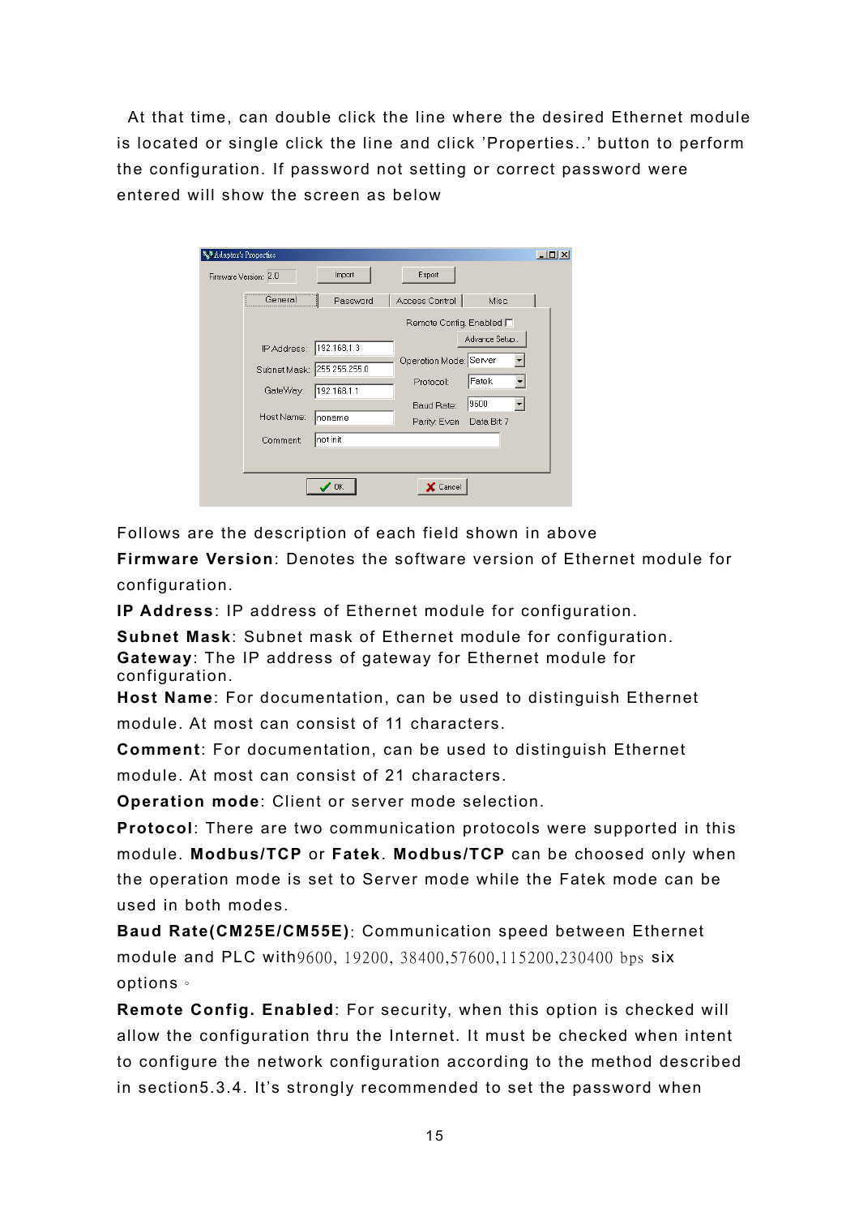At that time, can double click the line where the desired Ethernet module is located or single click the line and click 'Properties..' button to perform the configuration. If password not setting or correct password were entered will show the screen as below

Follows are the description of each field shown in above

**Firmware Version**: Denotes the software version of Ethernet module for configuration.

**IP Address**: IP address of Ethernet module for configuration.

**Subnet Mask**: Subnet mask of Ethernet module for configuration.

**Gateway**: The IP address of gateway for Ethernet module for configuration.

**Host Name**: For documentation, can be used to distinguish Ethernet module. At most can consist of 11 characters.

**Comment**: For documentation, can be used to distinguish Ethernet module. At most can consist of 21 characters.

**Operation mode**: Client or server mode selection.

**Protocol**: There are two communication protocols were supported in this module. **Modbus/TCP** or **Fatek**. **Modbus/TCP** can be choosed only when the operation mode is set to Server mode while the Fatek mode can be used in both modes.

**Baud Rate(CM25E/CM55E)**: Communication speed between Ethernet module and PLC with9600, 19200, 38400,57600,115200,230400 bps six options。

**Remote Config. Enabled**: For security, when this option is checked will allow the configuration thru the Internet. It must be checked when intent to configure the network configuration according to the method described in section5.3.4. It's strongly recommended to set the password when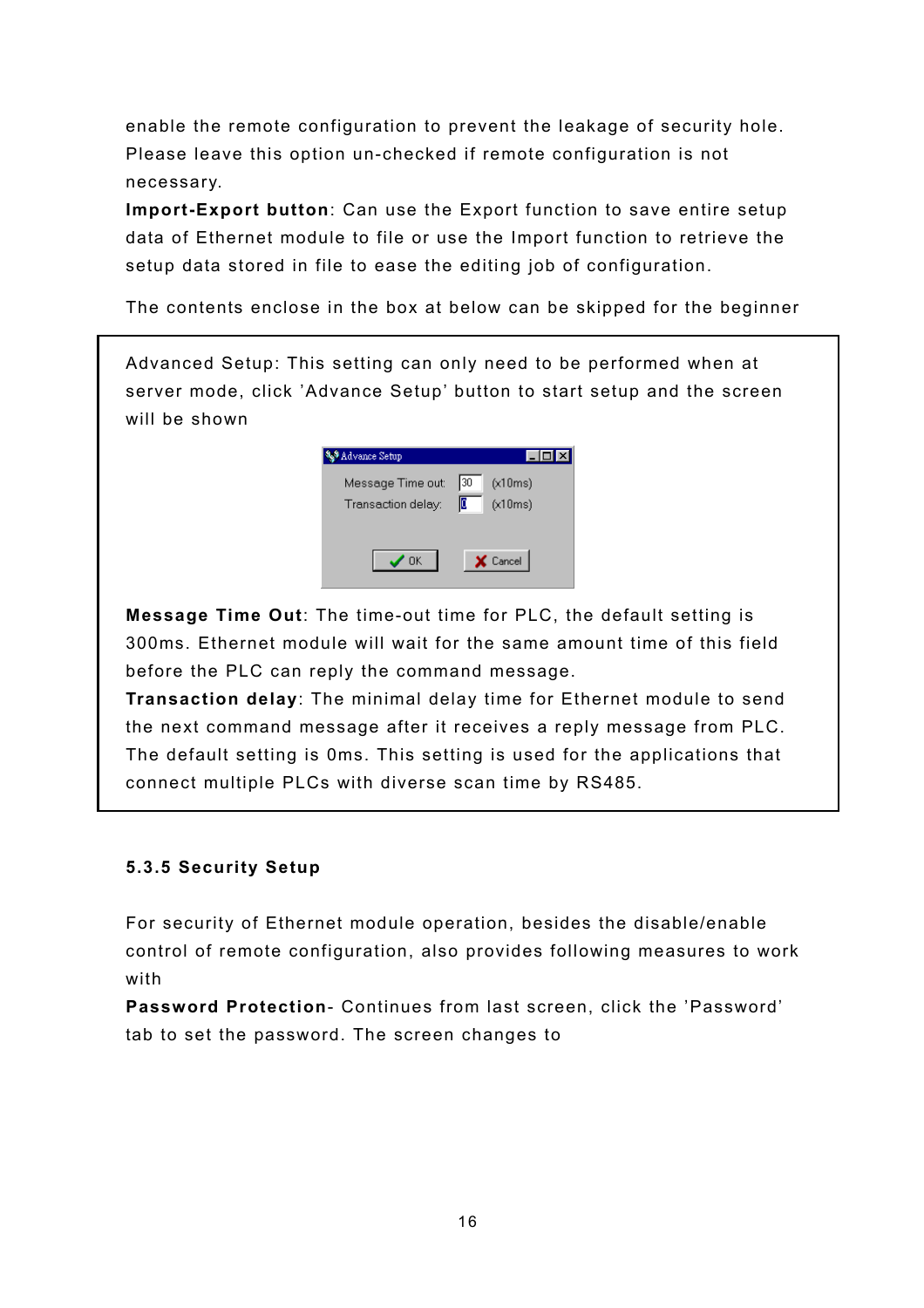enable the remote configuration to prevent the leakage of security hole. Please leave this option un-checked if remote configuration is not necessary.

**Import-Export button**: Can use the Export function to save entire setup data of Ethernet module to file or use the Import function to retrieve the setup data stored in file to ease the editing job of configuration.

The contents enclose in the box at below can be skipped for the beginner

Advanced Setup: This setting can only need to be performed when at server mode, click 'Advance Setup' button to start setup and the screen will be shown

**Message Time Out**: The time-out time for PLC, the default setting is 300ms. Ethernet module will wait for the same amount time of this field before the PLC can reply the command message.

**Transaction delay**: The minimal delay time for Ethernet module to send the next command message after it receives a reply message from PLC. The default setting is 0ms. This setting is used for the applications that connect multiple PLCs with diverse scan time by RS485.

### 5.3.5 Security Setup

For security of Ethernet module operation, besides the disable/enable control of remote configuration, also provides following measures to work with

**Password Protection**- Continues from last screen, click the 'Password' tab to set the password. The screen changes to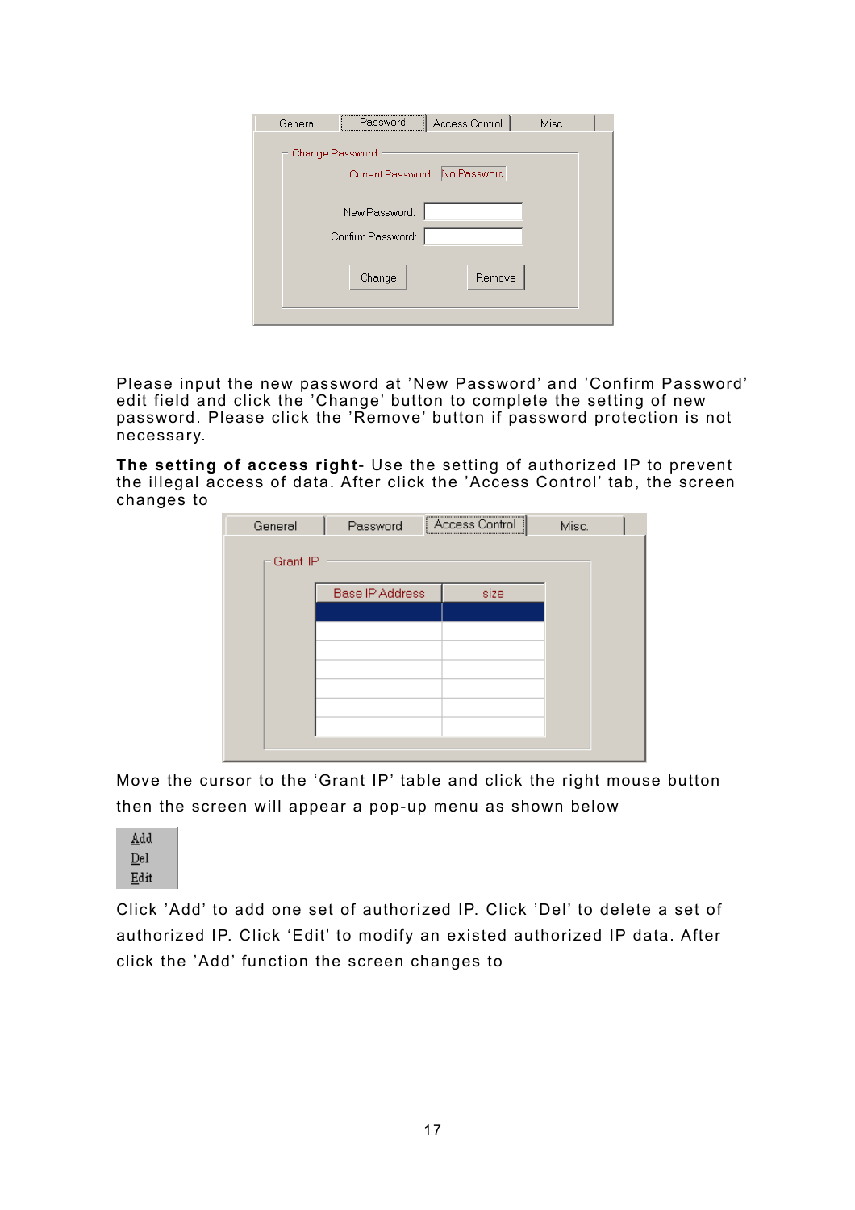Please input the new password at 'New Password' and 'Confirm Password' edit field and click the 'Change' button to complete the setting of new password. Please click the 'Remove' button if password protection is not necessary.

**The setting of access right**- Use the setting of authorized IP to prevent the illegal access of data. After click the 'Access Control' tab, the screen changes to

Move the cursor to the 'Grant IP' table and click the right mouse button then the screen will appear a pop-up menu as shown below

Click 'Add' to add one set of authorized IP. Click 'Del' to delete a set of authorized IP. Click 'Edit' to modify an existed authorized IP data. After click the 'Add' function the screen changes to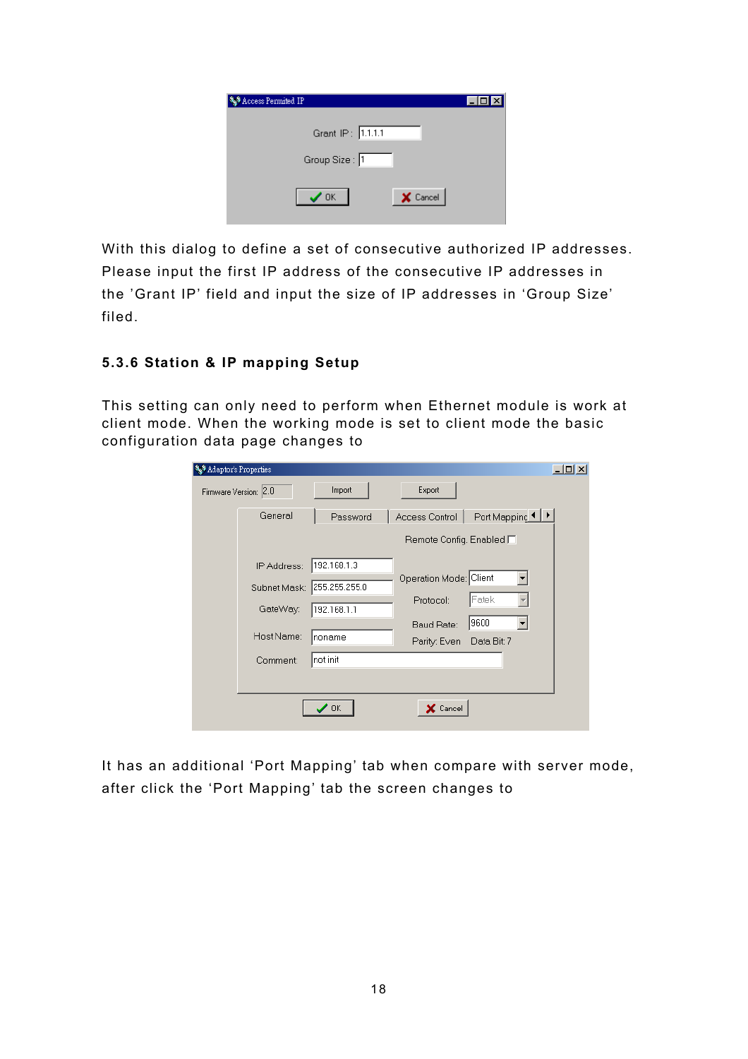With this dialog to define a set of consecutive authorized IP addresses. Please input the first IP address of the consecutive IP addresses in the 'Grant IP' field and input the size of IP addresses in 'Group Size' filed.

### 5.3.6 Station & IP mapping Setup

This setting can only need to perform when Ethernet module is work at client mode. When the working mode is set to client mode the basic configuration data page changes to

It has an additional 'Port Mapping' tab when compare with server mode, after click the 'Port Mapping' tab the screen changes to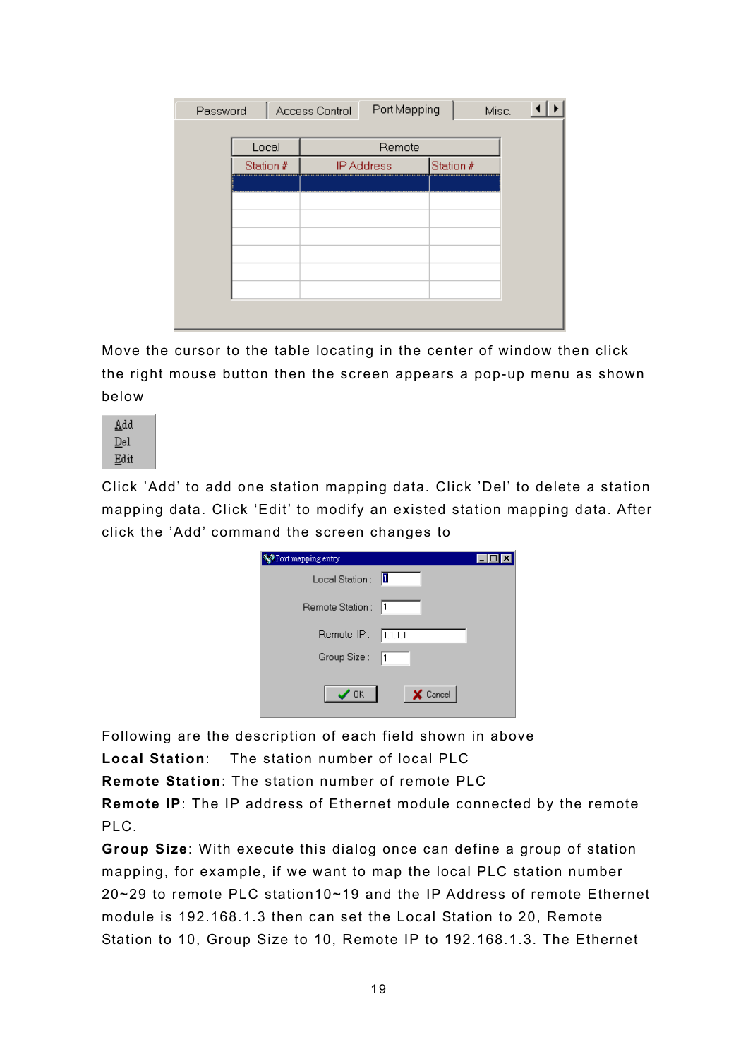Move the cursor to the table locating in the center of window then click the right mouse button then the screen appears a pop-up menu as shown below

Click 'Add' to add one station mapping data. Click 'Del' to delete a station mapping data. Click 'Edit' to modify an existed station mapping data. After click the 'Add' command the screen changes to

Following are the description of each field shown in above

**Local Station**: The station number of local PLC

**Remote Station**: The station number of remote PLC

**Remote IP**: The IP address of Ethernet module connected by the remote PLC.

**Group Size**: With execute this dialog once can define a group of station mapping, for example, if we want to map the local PLC station number 20~29 to remote PLC station10~19 and the IP Address of remote Ethernet module is 192.168.1.3 then can set the Local Station to 20, Remote Station to 10, Group Size to 10, Remote IP to 192.168.1.3. The Ethernet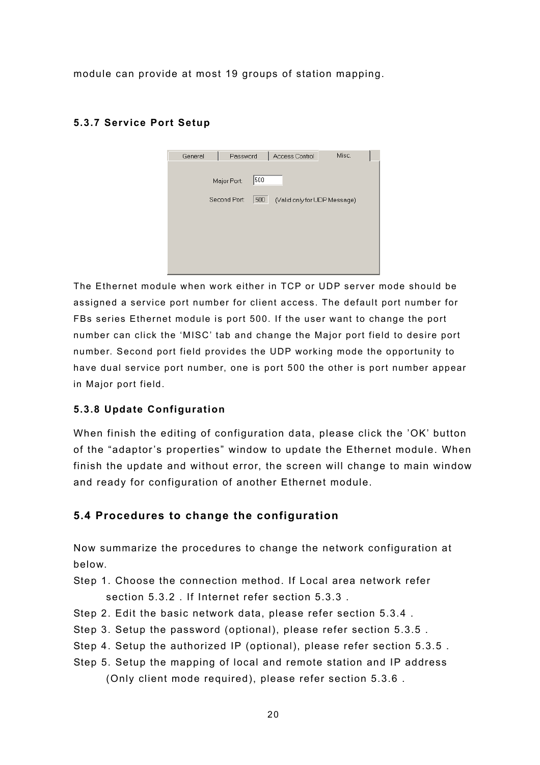module can provide at most 19 groups of station mapping.

### 5.3.7 Service Port Setup

The Ethernet module when work either in TCP or UDP server mode should be assigned a service port number for client access. The default port number for FBs series Ethernet module is port 500. If the user want to change the port number can click the 'MISC' tab and change the Major port field to desire port number. Second port field provides the UDP working mode the opportunity to have dual service port number, one is port 500 the other is port number appear in Major port field.

### 5.3.8 Update Configuration

When finish the editing of configuration data, please click the 'OK' button of the "adaptor's properties" window to update the Ethernet module. When finish the update and without error, the screen will change to main window and ready for configuration of another Ethernet module.

## 5.4 Procedures to change the configuration

Now summarize the procedures to change the network configuration at below.

Step 1. Choose the connection method. If Local area network refer section 5.3.2 . If Internet refer section 5.3.3 .

Step 2. Edit the basic network data, please refer section 5.3.4 .

Step 3. Setup the password (optional), please refer section 5.3.5 .

Step 4. Setup the authorized IP (optional), please refer section 5.3.5 .

Step 5. Setup the mapping of local and remote station and IP address (Only client mode required), please refer section 5.3.6 .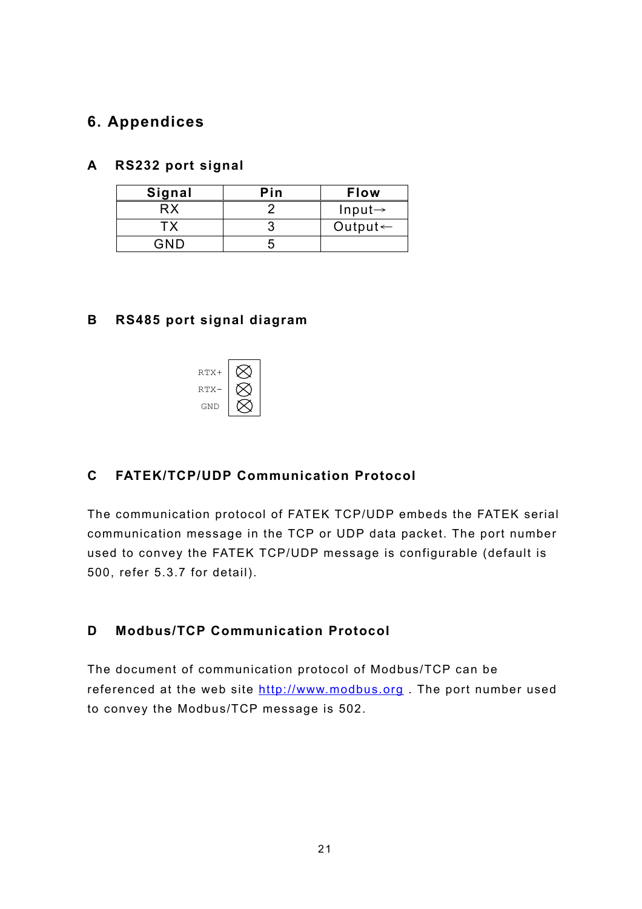# 6. Appendices

## A RS232 port signal

| Signal | Pin | Flow |
|---|---|---|
| RX | 2 | Input→ |
| TX | 3 | Output← |
| GND | 5 | |

## B RS485 port signal diagram

RTX+

RTX-

GND

## C FATEK/TCP/UDP Communication Protocol

The communication protocol of FATEK TCP/UDP embeds the FATEK serial communication message in the TCP or UDP data packet. The port number used to convey the FATEK TCP/UDP message is configurable (default is 500, refer 5.3.7 for detail).

## D Modbus/TCP Communication Protocol

The document of communication protocol of Modbus/TCP can be referenced at the web site http://www.modbus.org . The port number used to convey the Modbus/TCP message is 502.